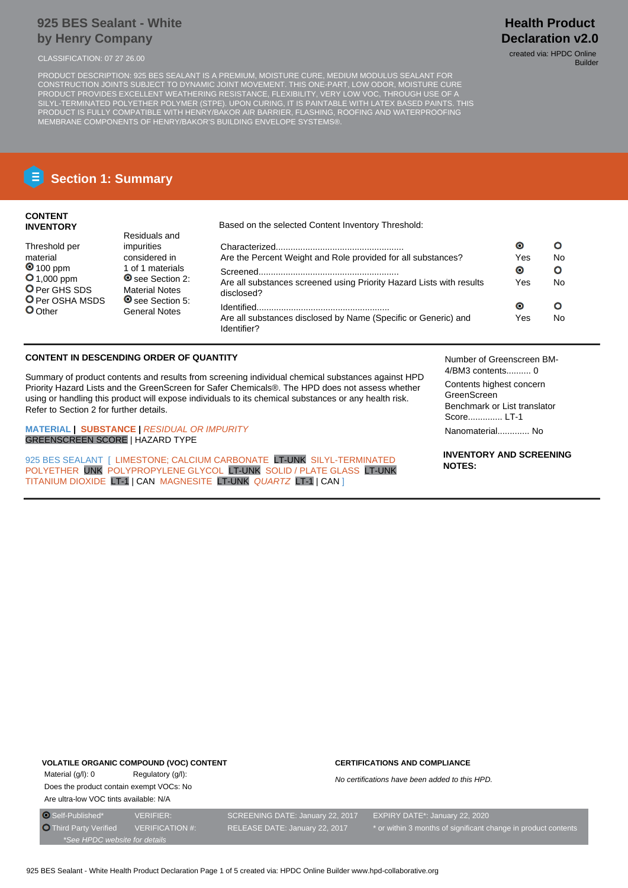# 925 BES Sealant - White
## by Henry Company

**Health Product Declaration v2.0**

created via: HPDC Online Builder

CLASSIFICATION: 07 27 26.00

PRODUCT DESCRIPTION: 925 BES SEALANT IS A PREMIUM, MOISTURE CURE, MEDIUM MODULUS SEALANT FOR CONSTRUCTION JOINTS SUBJECT TO DYNAMIC JOINT MOVEMENT. THIS ONE-PART, LOW ODOR, MOISTURE CURE PRODUCT PROVIDES EXCELLENT WEATHERING RESISTANCE, FLEXIBILITY, VERY LOW VOC, THROUGH USE OF A SILYL-TERMINATED POLYETHER POLYMER (STPE). UPON CURING, IT IS PAINTABLE WITH LATEX BASED PAINTS. THIS PRODUCT IS FULLY COMPATIBLE WITH HENRY/BAKOR AIR BARRIER, FLASHING, ROOFING AND WATERPROOFING MEMBRANE COMPONENTS OF HENRY/BAKOR'S BUILDING ENVELOPE SYSTEMS®.

## Section 1: Summary

**CONTENT INVENTORY**

Threshold per material
- ◉ 100 ppm
- ○ 1,000 ppm
- ○ Per GHS SDS
- ○ Per OSHA MSDS
- ○ Other

Residuals and impurities considered in 1 of 1 materials
- ◉ see Section 2: Material Notes
- ◉ see Section 5: General Notes

Based on the selected Content Inventory Threshold:

| | Yes | No |
|---|---|---|
| Characterized... Are the Percent Weight and Role provided for all substances? | ◉ | ○ |
| Screened... Are all substances screened using Priority Hazard Lists with results disclosed? | ◉ | ○ |
| Identified... Are all substances disclosed by Name (Specific or Generic) and Identifier? | ◉ | ○ |

**CONTENT IN DESCENDING ORDER OF QUANTITY**

Summary of product contents and results from screening individual chemical substances against HPD Priority Hazard Lists and the GreenScreen for Safer Chemicals®. The HPD does not assess whether using or handling this product will expose individuals to its chemical substances or any health risk. Refer to Section 2 for further details.

**MATERIAL** | **SUBSTANCE** | *RESIDUAL OR IMPURITY*
GREENSCREEN SCORE | HAZARD TYPE

925 BES SEALANT [ LIMESTONE; CALCIUM CARBONATE LT-UNK SILYL-TERMINATED POLYETHER UNK POLYPROPYLENE GLYCOL LT-UNK SOLID / PLATE GLASS LT-UNK TITANIUM DIOXIDE LT-1 | CAN MAGNESITE LT-UNK *QUARTZ* LT-1 | CAN ]

Number of Greenscreen BM-4/BM3 contents.......... 0

Contents highest concern GreenScreen Benchmark or List translator Score............. LT-1

Nanomaterial............ No

**INVENTORY AND SCREENING NOTES:**

**VOLATILE ORGANIC COMPOUND (VOC) CONTENT**

Material (g/l): 0 Regulatory (g/l):

Does the product contain exempt VOCs: No

Are ultra-low VOC tints available: N/A

**CERTIFICATIONS AND COMPLIANCE**

*No certifications have been added to this HPD.*

| | | | |
|---|---|---|---|
| ◉ Self-Published* | VERIFIER: | SCREENING DATE: January 22, 2017 | EXPIRY DATE*: January 22, 2020 |
| ○ Third Party Verified | VERIFICATION #: | RELEASE DATE: January 22, 2017 | * or within 3 months of significant change in product contents |

*See HPDC website for details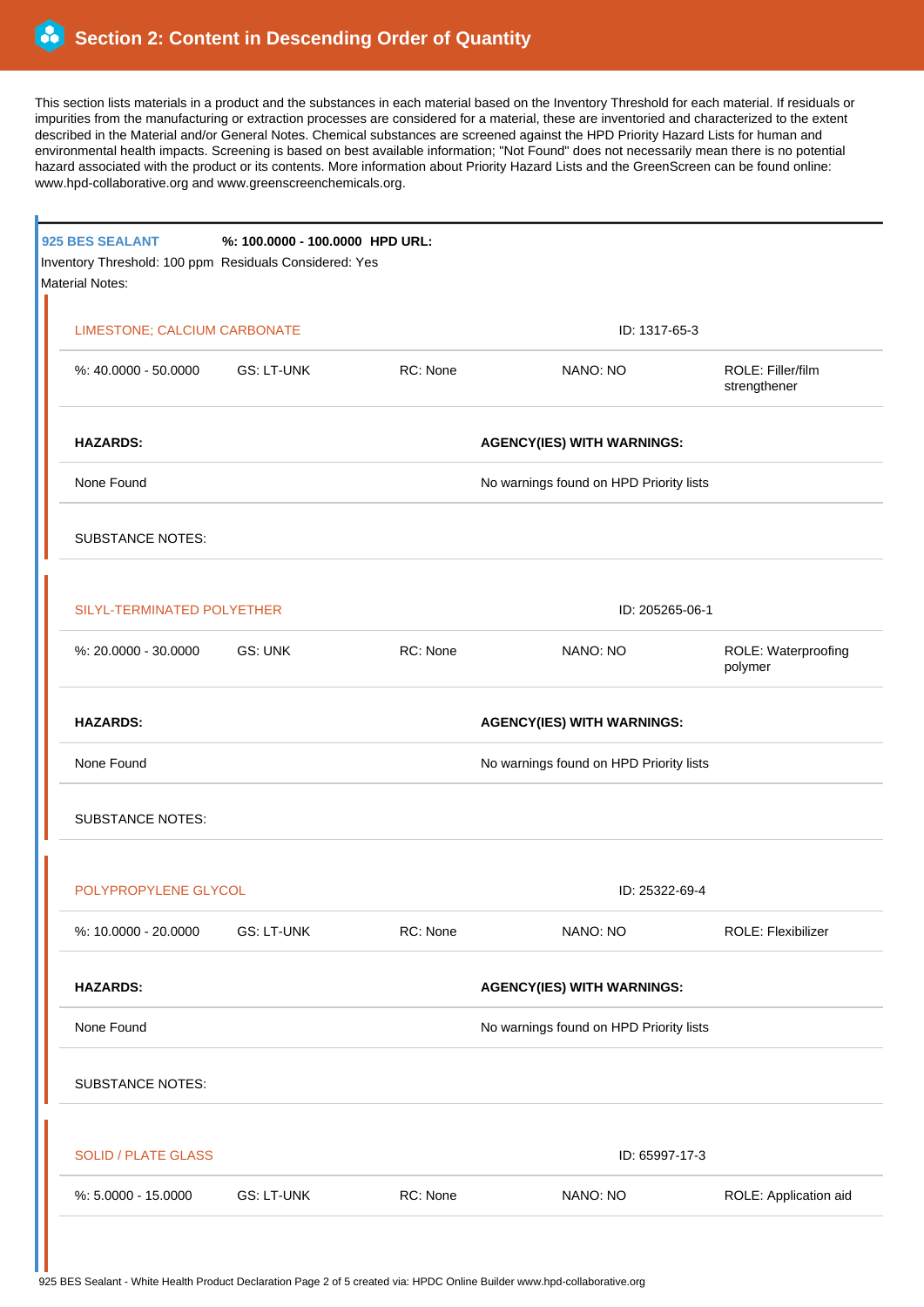## Section 2: Content in Descending Order of Quantity

This section lists materials in a product and the substances in each material based on the Inventory Threshold for each material. If residuals or impurities from the manufacturing or extraction processes are considered for a material, these are inventoried and characterized to the extent described in the Material and/or General Notes. Chemical substances are screened against the HPD Priority Hazard Lists for human and environmental health impacts. Screening is based on best available information; "Not Found" does not necessarily mean there is no potential hazard associated with the product or its contents. More information about Priority Hazard Lists and the GreenScreen can be found online: www.hpd-collaborative.org and www.greenscreenchemicals.org.

### 925 BES SEALANT

**%: 100.0000 - 100.0000** **HPD URL:**

Inventory Threshold: 100 ppm Residuals Considered: Yes

Material Notes:

#### LIMESTONE; CALCIUM CARBONATE

ID: 1317-65-3

| %: 40.0000 - 50.0000 | GS: LT-UNK | RC: None | NANO: NO | ROLE: Filler/film strengthener |
|---|---|---|---|---|

| **HAZARDS:** | **AGENCY(IES) WITH WARNINGS:** |
|---|---|
| None Found | No warnings found on HPD Priority lists |

SUBSTANCE NOTES:

#### SILYL-TERMINATED POLYETHER

ID: 205265-06-1

| %: 20.0000 - 30.0000 | GS: UNK | RC: None | NANO: NO | ROLE: Waterproofing polymer |
|---|---|---|---|---|

| **HAZARDS:** | **AGENCY(IES) WITH WARNINGS:** |
|---|---|
| None Found | No warnings found on HPD Priority lists |

SUBSTANCE NOTES:

#### POLYPROPYLENE GLYCOL

ID: 25322-69-4

| %: 10.0000 - 20.0000 | GS: LT-UNK | RC: None | NANO: NO | ROLE: Flexibilizer |
|---|---|---|---|---|

| **HAZARDS:** | **AGENCY(IES) WITH WARNINGS:** |
|---|---|
| None Found | No warnings found on HPD Priority lists |

SUBSTANCE NOTES:

#### SOLID / PLATE GLASS

ID: 65997-17-3

| %: 5.0000 - 15.0000 | GS: LT-UNK | RC: None | NANO: NO | ROLE: Application aid |
|---|---|---|---|---|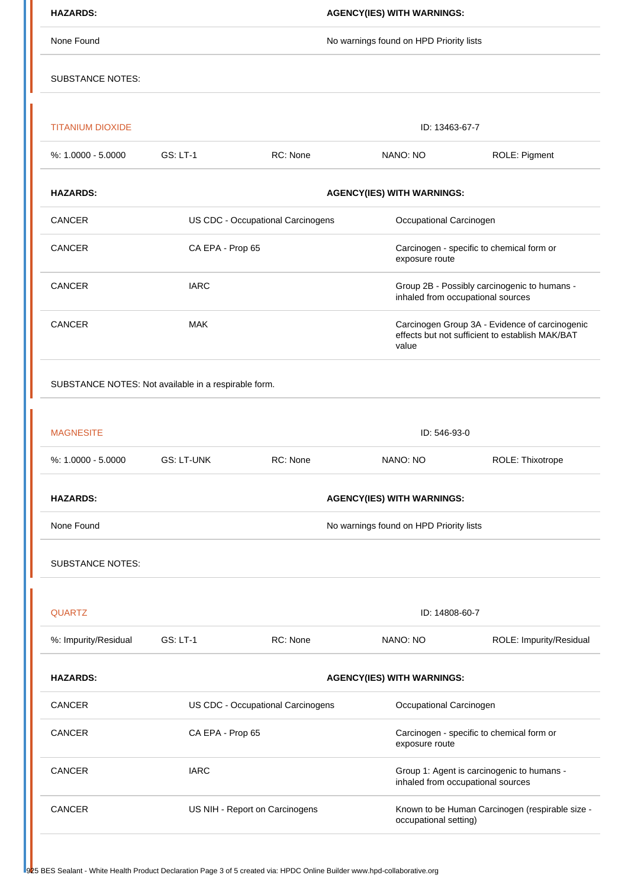| HAZARDS: | AGENCY(IES) WITH WARNINGS: |
|---|---|
| None Found | No warnings found on HPD Priority lists |

SUBSTANCE NOTES:

## TITANIUM DIOXIDE

ID: 13463-67-7

| %: 1.0000 - 5.0000 | GS: LT-1 | RC: None | NANO: NO | ROLE: Pigment |
|---|---|---|---|---|

| HAZARDS: | AGENCY(IES) WITH WARNINGS: | |
|---|---|---|
| CANCER | US CDC - Occupational Carcinogens | Occupational Carcinogen |
| CANCER | CA EPA - Prop 65 | Carcinogen - specific to chemical form or exposure route |
| CANCER | IARC | Group 2B - Possibly carcinogenic to humans - inhaled from occupational sources |
| CANCER | MAK | Carcinogen Group 3A - Evidence of carcinogenic effects but not sufficient to establish MAK/BAT value |

SUBSTANCE NOTES: Not available in a respirable form.

## MAGNESITE

ID: 546-93-0

| %: 1.0000 - 5.0000 | GS: LT-UNK | RC: None | NANO: NO | ROLE: Thixotrope |
|---|---|---|---|---|

| HAZARDS: | AGENCY(IES) WITH WARNINGS: |
|---|---|
| None Found | No warnings found on HPD Priority lists |

SUBSTANCE NOTES:

## QUARTZ

ID: 14808-60-7

| %: Impurity/Residual | GS: LT-1 | RC: None | NANO: NO | ROLE: Impurity/Residual |
|---|---|---|---|---|

| HAZARDS: | AGENCY(IES) WITH WARNINGS: | |
|---|---|---|
| CANCER | US CDC - Occupational Carcinogens | Occupational Carcinogen |
| CANCER | CA EPA - Prop 65 | Carcinogen - specific to chemical form or exposure route |
| CANCER | IARC | Group 1: Agent is carcinogenic to humans - inhaled from occupational sources |
| CANCER | US NIH - Report on Carcinogens | Known to be Human Carcinogen (respirable size - occupational setting) |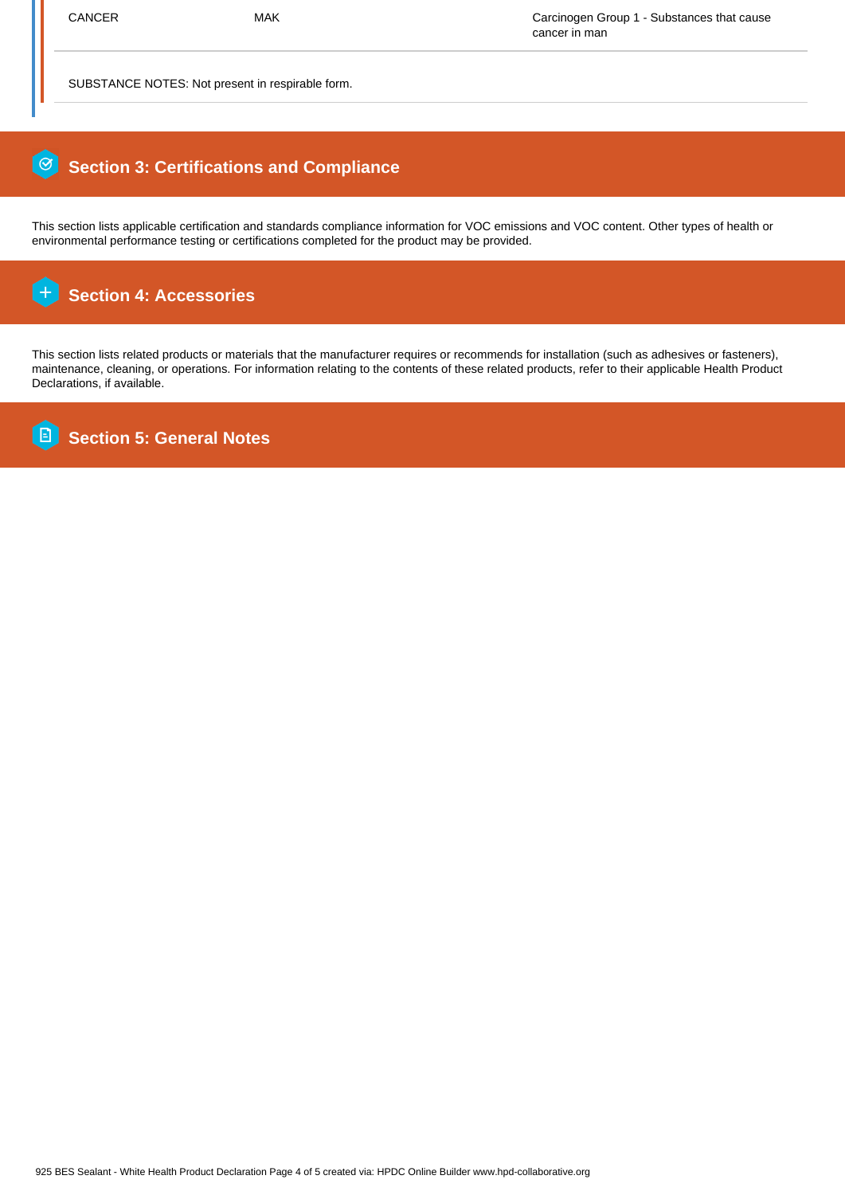| CANCER | MAK | Carcinogen Group 1 - Substances that cause cancer in man |
|---|---|---|

SUBSTANCE NOTES: Not present in respirable form.

## Section 3: Certifications and Compliance

This section lists applicable certification and standards compliance information for VOC emissions and VOC content. Other types of health or environmental performance testing or certifications completed for the product may be provided.

## Section 4: Accessories

This section lists related products or materials that the manufacturer requires or recommends for installation (such as adhesives or fasteners), maintenance, cleaning, or operations. For information relating to the contents of these related products, refer to their applicable Health Product Declarations, if available.

## Section 5: General Notes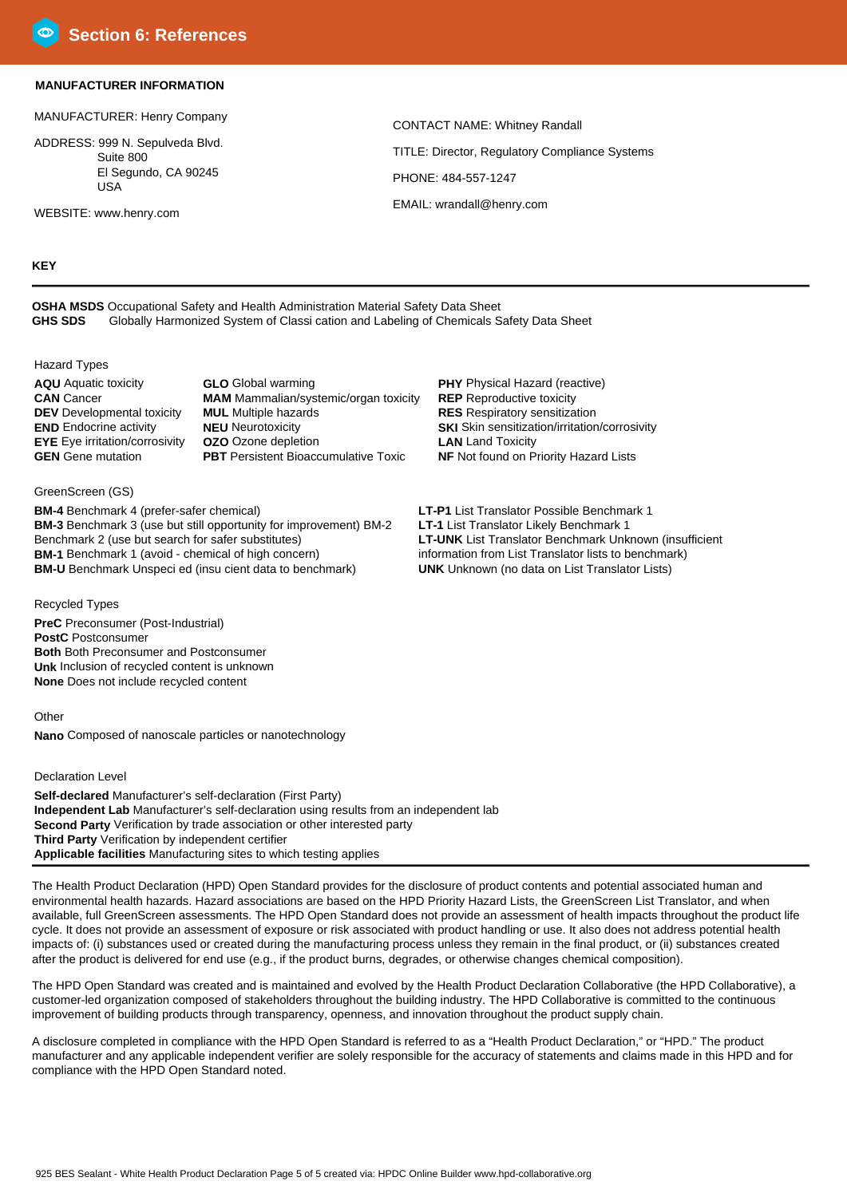# Section 6: References

**MANUFACTURER INFORMATION**

MANUFACTURER: Henry Company

ADDRESS: 999 N. Sepulveda Blvd.
Suite 800
El Segundo, CA 90245
USA

WEBSITE: www.henry.com

CONTACT NAME: Whitney Randall

TITLE: Director, Regulatory Compliance Systems

PHONE: 484-557-1247

EMAIL: wrandall@henry.com

**KEY**

**OSHA MSDS** Occupational Safety and Health Administration Material Safety Data Sheet
**GHS SDS** Globally Harmonized System of Classi cation and Labeling of Chemicals Safety Data Sheet

Hazard Types

**AQU** Aquatic toxicity
**CAN** Cancer
**DEV** Developmental toxicity
**END** Endocrine activity
**EYE** Eye irritation/corrosivity
**GEN** Gene mutation
**GLO** Global warming
**MAM** Mammalian/systemic/organ toxicity
**MUL** Multiple hazards
**NEU** Neurotoxicity
**OZO** Ozone depletion
**PBT** Persistent Bioaccumulative Toxic
**PHY** Physical Hazard (reactive)
**REP** Reproductive toxicity
**RES** Respiratory sensitization
**SKI** Skin sensitization/irritation/corrosivity
**LAN** Land Toxicity
**NF** Not found on Priority Hazard Lists

GreenScreen (GS)

**BM-4** Benchmark 4 (prefer-safer chemical)
**BM-3** Benchmark 3 (use but still opportunity for improvement) BM-2 Benchmark 2 (use but search for safer substitutes)
**BM-1** Benchmark 1 (avoid - chemical of high concern)
**BM-U** Benchmark Unspeci ed (insu cient data to benchmark)
**LT-P1** List Translator Possible Benchmark 1
**LT-1** List Translator Likely Benchmark 1
**LT-UNK** List Translator Benchmark Unknown (insufficient information from List Translator lists to benchmark)
**UNK** Unknown (no data on List Translator Lists)

Recycled Types

**PreC** Preconsumer (Post-Industrial)
**PostC** Postconsumer
**Both** Both Preconsumer and Postconsumer
**Unk** Inclusion of recycled content is unknown
**None** Does not include recycled content

Other

**Nano** Composed of nanoscale particles or nanotechnology

Declaration Level

**Self-declared** Manufacturer's self-declaration (First Party)
**Independent Lab** Manufacturer's self-declaration using results from an independent lab
**Second Party** Verification by trade association or other interested party
**Third Party** Verification by independent certifier
**Applicable facilities** Manufacturing sites to which testing applies

The Health Product Declaration (HPD) Open Standard provides for the disclosure of product contents and potential associated human and environmental health hazards. Hazard associations are based on the HPD Priority Hazard Lists, the GreenScreen List Translator, and when available, full GreenScreen assessments. The HPD Open Standard does not provide an assessment of health impacts throughout the product life cycle. It does not provide an assessment of exposure or risk associated with product handling or use. It also does not address potential health impacts of: (i) substances used or created during the manufacturing process unless they remain in the final product, or (ii) substances created after the product is delivered for end use (e.g., if the product burns, degrades, or otherwise changes chemical composition).

The HPD Open Standard was created and is maintained and evolved by the Health Product Declaration Collaborative (the HPD Collaborative), a customer-led organization composed of stakeholders throughout the building industry. The HPD Collaborative is committed to the continuous improvement of building products through transparency, openness, and innovation throughout the product supply chain.

A disclosure completed in compliance with the HPD Open Standard is referred to as a "Health Product Declaration," or "HPD." The product manufacturer and any applicable independent verifier are solely responsible for the accuracy of statements and claims made in this HPD and for compliance with the HPD Open Standard noted.